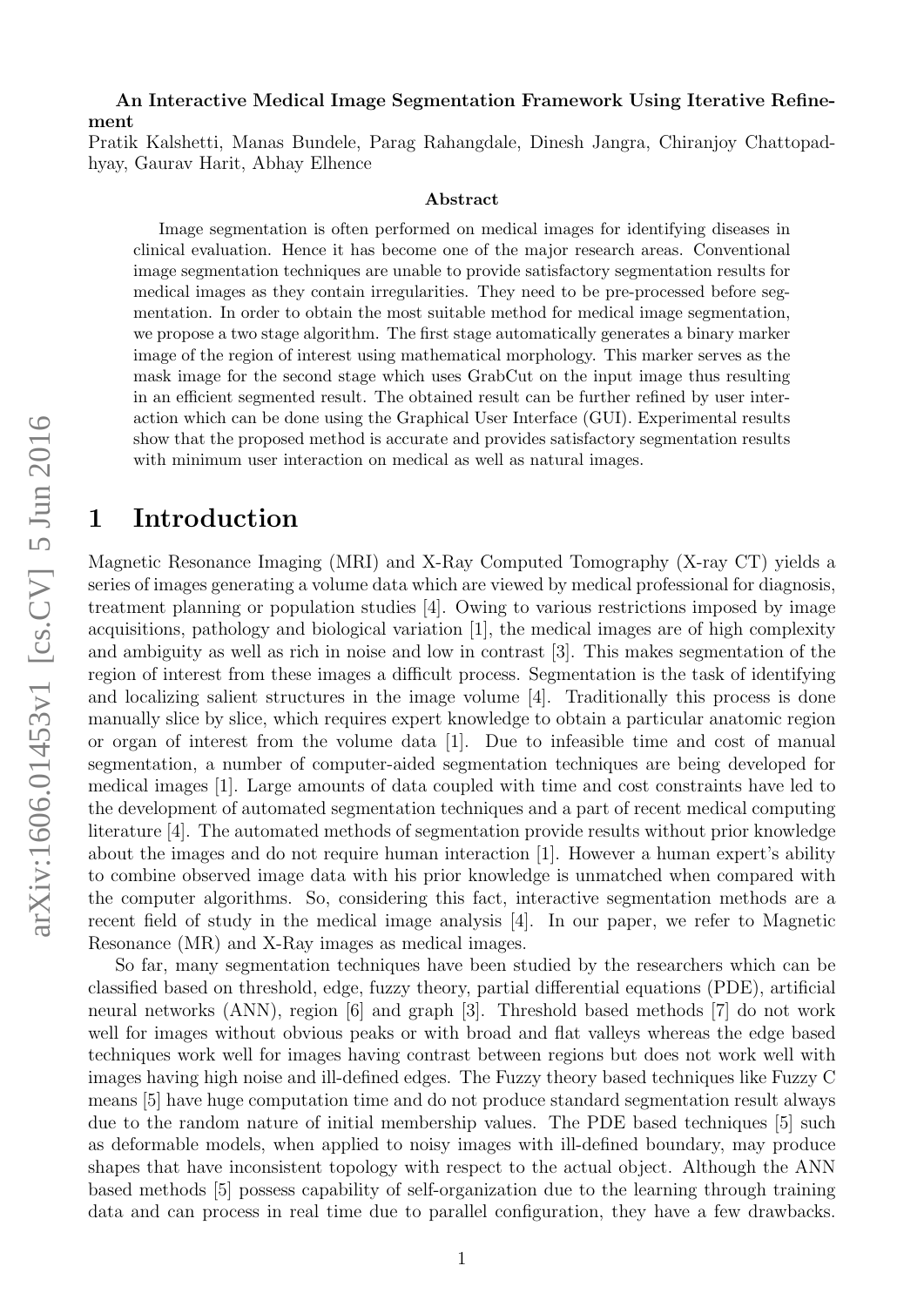**An Interactive Medical Image Segmentation Framework Using Iterative Refinement**

Pratik Kalshetti, Manas Bundele, Parag Rahangdale, Dinesh Jangra, Chiranjoy Chattopadhyay, Gaurav Harit, Abhay Elhence

### Abstract

Image segmentation is often performed on medical images for identifying diseases in clinical evaluation. Hence it has become one of the major research areas. Conventional image segmentation techniques are unable to provide satisfactory segmentation results for medical images as they contain irregularities. They need to be pre-processed before segmentation. In order to obtain the most suitable method for medical image segmentation, we propose a two stage algorithm. The first stage automatically generates a binary marker image of the region of interest using mathematical morphology. This marker serves as the mask image for the second stage which uses GrabCut on the input image thus resulting in an efficient segmented result. The obtained result can be further refined by user interaction which can be done using the Graphical User Interface (GUI). Experimental results show that the proposed method is accurate and provides satisfactory segmentation results with minimum user interaction on medical as well as natural images.

# 1 Introduction

Magnetic Resonance Imaging (MRI) and X-Ray Computed Tomography (X-ray CT) yields a series of images generating a volume data which are viewed by medical professional for diagnosis, treatment planning or population studies [4]. Owing to various restrictions imposed by image acquisitions, pathology and biological variation [1], the medical images are of high complexity and ambiguity as well as rich in noise and low in contrast [3]. This makes segmentation of the region of interest from these images a difficult process. Segmentation is the task of identifying and localizing salient structures in the image volume [4]. Traditionally this process is done manually slice by slice, which requires expert knowledge to obtain a particular anatomic region or organ of interest from the volume data [1]. Due to infeasible time and cost of manual segmentation, a number of computer-aided segmentation techniques are being developed for medical images [1]. Large amounts of data coupled with time and cost constraints have led to the development of automated segmentation techniques and a part of recent medical computing literature [4]. The automated methods of segmentation provide results without prior knowledge about the images and do not require human interaction [1]. However a human expert's ability to combine observed image data with his prior knowledge is unmatched when compared with the computer algorithms. So, considering this fact, interactive segmentation methods are a recent field of study in the medical image analysis [4]. In our paper, we refer to Magnetic Resonance (MR) and X-Ray images as medical images.

So far, many segmentation techniques have been studied by the researchers which can be classified based on threshold, edge, fuzzy theory, partial differential equations (PDE), artificial neural networks (ANN), region [6] and graph [3]. Threshold based methods [7] do not work well for images without obvious peaks or with broad and flat valleys whereas the edge based techniques work well for images having contrast between regions but does not work well with images having high noise and ill-defined edges. The Fuzzy theory based techniques like Fuzzy C means [5] have huge computation time and do not produce standard segmentation result always due to the random nature of initial membership values. The PDE based techniques [5] such as deformable models, when applied to noisy images with ill-defined boundary, may produce shapes that have inconsistent topology with respect to the actual object. Although the ANN based methods [5] possess capability of self-organization due to the learning through training data and can process in real time due to parallel configuration, they have a few drawbacks.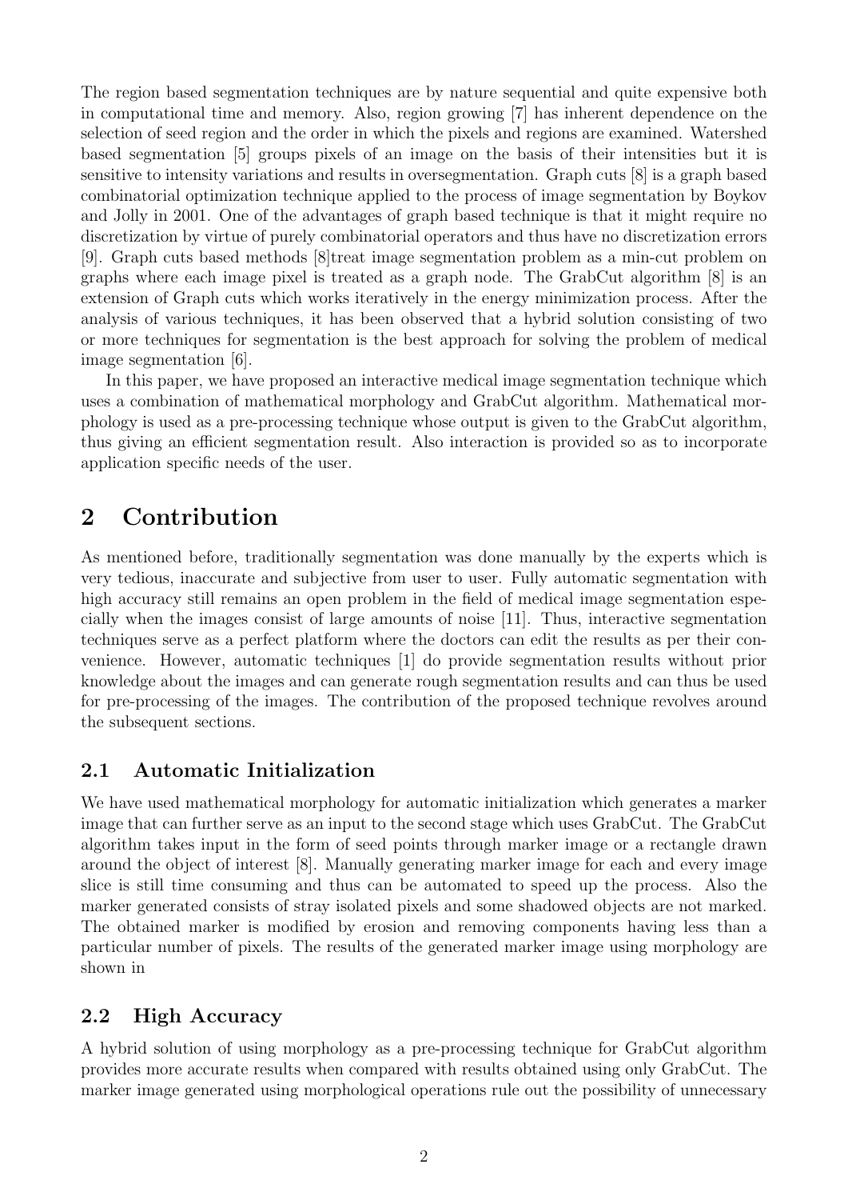The region based segmentation techniques are by nature sequential and quite expensive both in computational time and memory. Also, region growing [7] has inherent dependence on the selection of seed region and the order in which the pixels and regions are examined. Watershed based segmentation [5] groups pixels of an image on the basis of their intensities but it is sensitive to intensity variations and results in oversegmentation. Graph cuts [8] is a graph based combinatorial optimization technique applied to the process of image segmentation by Boykov and Jolly in 2001. One of the advantages of graph based technique is that it might require no discretization by virtue of purely combinatorial operators and thus have no discretization errors [9]. Graph cuts based methods [8]treat image segmentation problem as a min-cut problem on graphs where each image pixel is treated as a graph node. The GrabCut algorithm [8] is an extension of Graph cuts which works iteratively in the energy minimization process. After the analysis of various techniques, it has been observed that a hybrid solution consisting of two or more techniques for segmentation is the best approach for solving the problem of medical image segmentation [6].

In this paper, we have proposed an interactive medical image segmentation technique which uses a combination of mathematical morphology and GrabCut algorithm. Mathematical morphology is used as a pre-processing technique whose output is given to the GrabCut algorithm, thus giving an efficient segmentation result. Also interaction is provided so as to incorporate application specific needs of the user.

# 2 Contribution

As mentioned before, traditionally segmentation was done manually by the experts which is very tedious, inaccurate and subjective from user to user. Fully automatic segmentation with high accuracy still remains an open problem in the field of medical image segmentation especially when the images consist of large amounts of noise [11]. Thus, interactive segmentation techniques serve as a perfect platform where the doctors can edit the results as per their convenience. However, automatic techniques [1] do provide segmentation results without prior knowledge about the images and can generate rough segmentation results and can thus be used for pre-processing of the images. The contribution of the proposed technique revolves around the subsequent sections.

## 2.1 Automatic Initialization

We have used mathematical morphology for automatic initialization which generates a marker image that can further serve as an input to the second stage which uses GrabCut. The GrabCut algorithm takes input in the form of seed points through marker image or a rectangle drawn around the object of interest [8]. Manually generating marker image for each and every image slice is still time consuming and thus can be automated to speed up the process. Also the marker generated consists of stray isolated pixels and some shadowed objects are not marked. The obtained marker is modified by erosion and removing components having less than a particular number of pixels. The results of the generated marker image using morphology are shown in

## 2.2 High Accuracy

A hybrid solution of using morphology as a pre-processing technique for GrabCut algorithm provides more accurate results when compared with results obtained using only GrabCut. The marker image generated using morphological operations rule out the possibility of unnecessary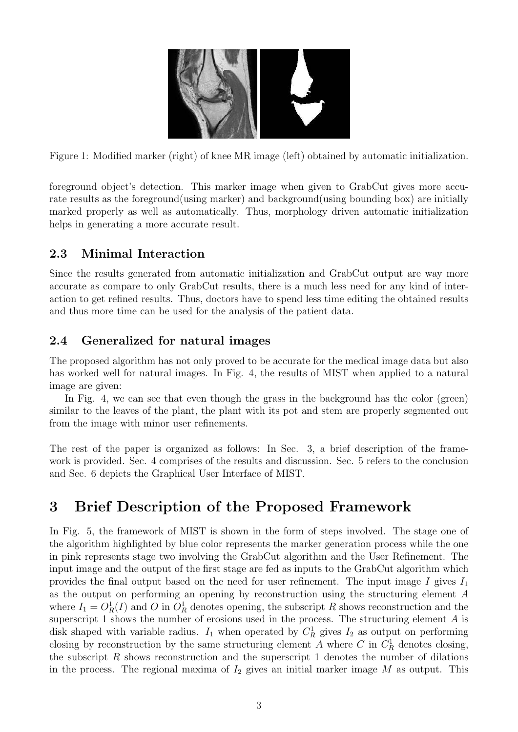Figure 1: Modified marker (right) of knee MR image (left) obtained by automatic initialization.

foreground object's detection. This marker image when given to GrabCut gives more accurate results as the foreground(using marker) and background(using bounding box) are initially marked properly as well as automatically. Thus, morphology driven automatic initialization helps in generating a more accurate result.

### 2.3 Minimal Interaction

Since the results generated from automatic initialization and GrabCut output are way more accurate as compare to only GrabCut results, there is a much less need for any kind of interaction to get refined results. Thus, doctors have to spend less time editing the obtained results and thus more time can be used for the analysis of the patient data.

### 2.4 Generalized for natural images

The proposed algorithm has not only proved to be accurate for the medical image data but also has worked well for natural images. In Fig. 4, the results of MIST when applied to a natural image are given:

In Fig. 4, we can see that even though the grass in the background has the color (green) similar to the leaves of the plant, the plant with its pot and stem are properly segmented out from the image with minor user refinements.

The rest of the paper is organized as follows: In Sec. 3, a brief description of the framework is provided. Sec. 4 comprises of the results and discussion. Sec. 5 refers to the conclusion and Sec. 6 depicts the Graphical User Interface of MIST.

## 3 Brief Description of the Proposed Framework

In Fig. 5, the framework of MIST is shown in the form of steps involved. The stage one of the algorithm highlighted by blue color represents the marker generation process while the one in pink represents stage two involving the GrabCut algorithm and the User Refinement. The input image and the output of the first stage are fed as inputs to the GrabCut algorithm which provides the final output based on the need for user refinement. The input image $I$ gives $I_1$ as the output on performing an opening by reconstruction using the structuring element $A$ where $I_1 = O_R^1(I)$ and $O$ in $O_R^1$ denotes opening, the subscript $R$ shows reconstruction and the superscript 1 shows the number of erosions used in the process. The structuring element $A$ is disk shaped with variable radius. $I_1$ when operated by $C_R^1$ gives $I_2$ as output on performing closing by reconstruction by the same structuring element $A$ where $C$ in $C_R^1$ denotes closing, the subscript $R$ shows reconstruction and the superscript 1 denotes the number of dilations in the process. The regional maxima of $I_2$ gives an initial marker image $M$ as output. This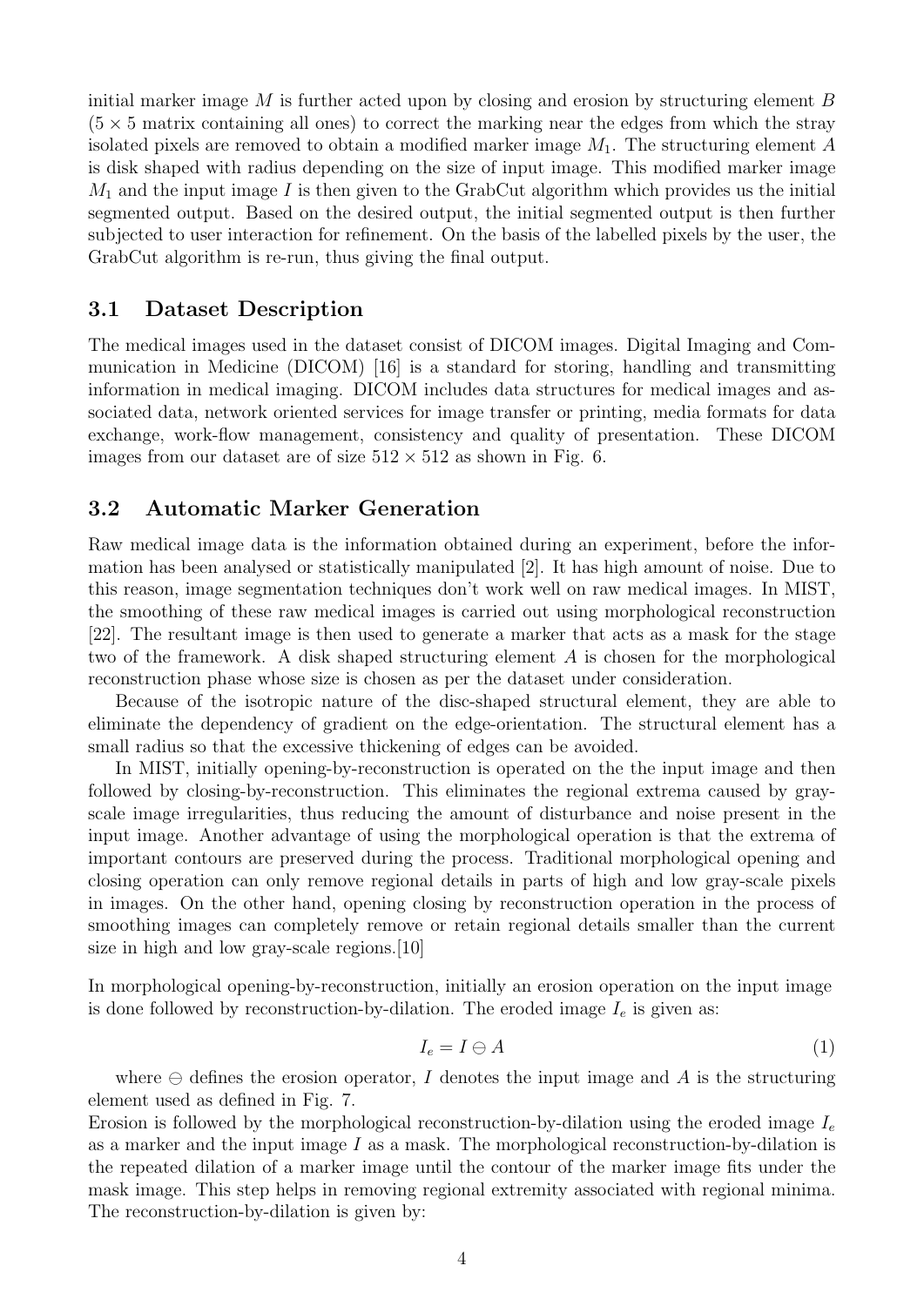initial marker image $M$ is further acted upon by closing and erosion by structuring element $B$ ($5 \times 5$ matrix containing all ones) to correct the marking near the edges from which the stray isolated pixels are removed to obtain a modified marker image $M_1$. The structuring element $A$ is disk shaped with radius depending on the size of input image. This modified marker image $M_1$ and the input image $I$ is then given to the GrabCut algorithm which provides us the initial segmented output. Based on the desired output, the initial segmented output is then further subjected to user interaction for refinement. On the basis of the labelled pixels by the user, the GrabCut algorithm is re-run, thus giving the final output.

## 3.1 Dataset Description

The medical images used in the dataset consist of DICOM images. Digital Imaging and Communication in Medicine (DICOM) [16] is a standard for storing, handling and transmitting information in medical imaging. DICOM includes data structures for medical images and associated data, network oriented services for image transfer or printing, media formats for data exchange, work-flow management, consistency and quality of presentation. These DICOM images from our dataset are of size $512 \times 512$ as shown in Fig. 6.

## 3.2 Automatic Marker Generation

Raw medical image data is the information obtained during an experiment, before the information has been analysed or statistically manipulated [2]. It has high amount of noise. Due to this reason, image segmentation techniques don't work well on raw medical images. In MIST, the smoothing of these raw medical images is carried out using morphological reconstruction [22]. The resultant image is then used to generate a marker that acts as a mask for the stage two of the framework. A disk shaped structuring element $A$ is chosen for the morphological reconstruction phase whose size is chosen as per the dataset under consideration.

Because of the isotropic nature of the disc-shaped structural element, they are able to eliminate the dependency of gradient on the edge-orientation. The structural element has a small radius so that the excessive thickening of edges can be avoided.

In MIST, initially opening-by-reconstruction is operated on the the input image and then followed by closing-by-reconstruction. This eliminates the regional extrema caused by gray-scale image irregularities, thus reducing the amount of disturbance and noise present in the input image. Another advantage of using the morphological operation is that the extrema of important contours are preserved during the process. Traditional morphological opening and closing operation can only remove regional details in parts of high and low gray-scale pixels in images. On the other hand, opening closing by reconstruction operation in the process of smoothing images can completely remove or retain regional details smaller than the current size in high and low gray-scale regions.[10]

In morphological opening-by-reconstruction, initially an erosion operation on the input image is done followed by reconstruction-by-dilation. The eroded image $I_e$ is given as:

$$I_e = I \ominus A \tag{1}$$

where $\ominus$ defines the erosion operator, $I$ denotes the input image and $A$ is the structuring element used as defined in Fig. 7.

Erosion is followed by the morphological reconstruction-by-dilation using the eroded image $I_e$ as a marker and the input image $I$ as a mask. The morphological reconstruction-by-dilation is the repeated dilation of a marker image until the contour of the marker image fits under the mask image. This step helps in removing regional extremity associated with regional minima. The reconstruction-by-dilation is given by: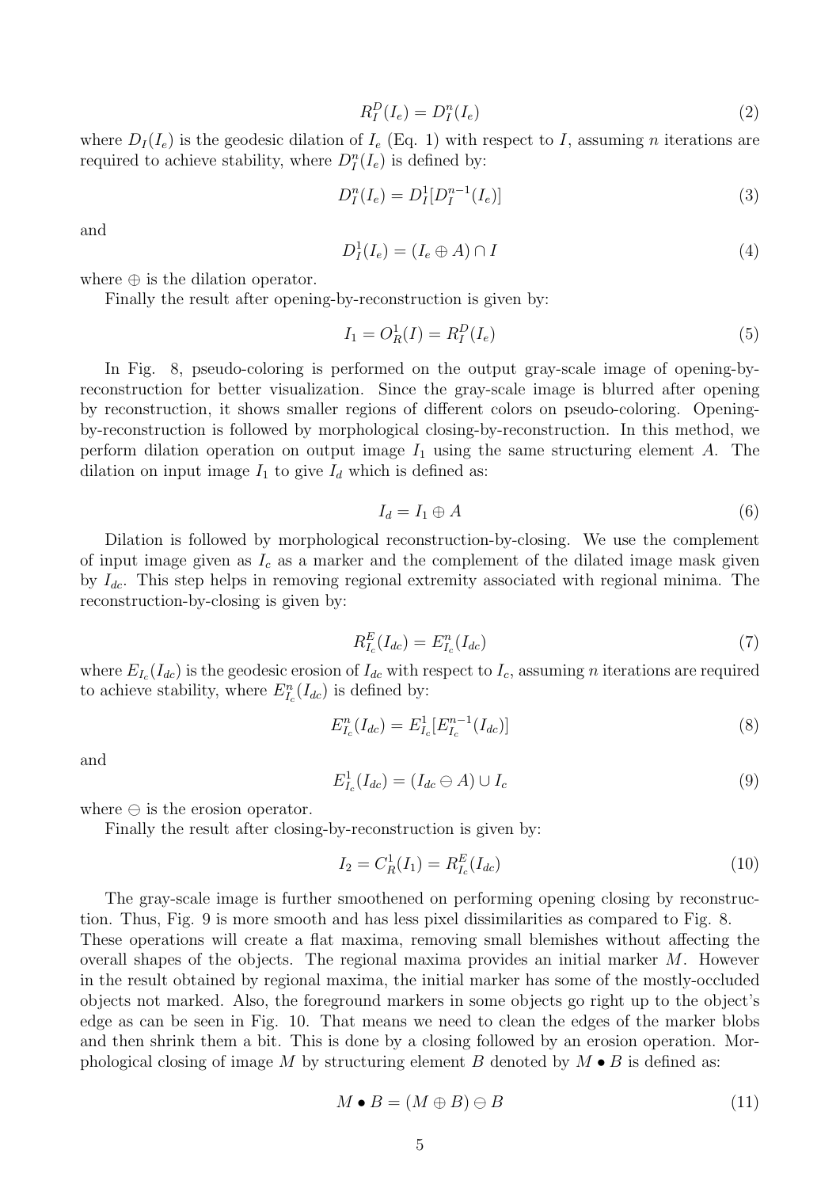$$R_I^D(I_e) = D_I^n(I_e) \tag{2}$$

where $D_I(I_e)$ is the geodesic dilation of $I_e$ (Eq. 1) with respect to $I$, assuming $n$ iterations are required to achieve stability, where $D_I^n(I_e)$ is defined by:

$$D_I^n(I_e) = D_I^1[D_I^{n-1}(I_e)] \tag{3}$$

and

$$D_I^1(I_e) = (I_e \oplus A) \cap I \tag{4}$$

where $\oplus$ is the dilation operator.

Finally the result after opening-by-reconstruction is given by:

$$I_1 = O_R^1(I) = R_I^D(I_e) \tag{5}$$

In Fig. 8, pseudo-coloring is performed on the output gray-scale image of opening-by-reconstruction for better visualization. Since the gray-scale image is blurred after opening by reconstruction, it shows smaller regions of different colors on pseudo-coloring. Opening-by-reconstruction is followed by morphological closing-by-reconstruction. In this method, we perform dilation operation on output image $I_1$ using the same structuring element $A$. The dilation on input image $I_1$ to give $I_d$ which is defined as:

$$I_d = I_1 \oplus A \tag{6}$$

Dilation is followed by morphological reconstruction-by-closing. We use the complement of input image given as $I_c$ as a marker and the complement of the dilated image mask given by $I_{dc}$. This step helps in removing regional extremity associated with regional minima. The reconstruction-by-closing is given by:

$$R_{I_c}^E(I_{dc}) = E_{I_c}^n(I_{dc}) \tag{7}$$

where $E_{I_c}(I_{dc})$ is the geodesic erosion of $I_{dc}$ with respect to $I_c$, assuming $n$ iterations are required to achieve stability, where $E_{I_c}^n(I_{dc})$ is defined by:

$$E_{I_c}^n(I_{dc}) = E_{I_c}^1[E_{I_c}^{n-1}(I_{dc})] \tag{8}$$

and

$$E_{I_c}^1(I_{dc}) = (I_{dc} \ominus A) \cup I_c \tag{9}$$

where $\ominus$ is the erosion operator.

Finally the result after closing-by-reconstruction is given by:

$$I_2 = C_R^1(I_1) = R_{I_c}^E(I_{dc}) \tag{10}$$

The gray-scale image is further smoothened on performing opening closing by reconstruction. Thus, Fig. 9 is more smooth and has less pixel dissimilarities as compared to Fig. 8. These operations will create a flat maxima, removing small blemishes without affecting the overall shapes of the objects. The regional maxima provides an initial marker $M$. However in the result obtained by regional maxima, the initial marker has some of the mostly-occluded objects not marked. Also, the foreground markers in some objects go right up to the object's edge as can be seen in Fig. 10. That means we need to clean the edges of the marker blobs and then shrink them a bit. This is done by a closing followed by an erosion operation. Morphological closing of image $M$ by structuring element $B$ denoted by $M \bullet B$ is defined as:

$$M \bullet B = (M \oplus B) \ominus B \tag{11}$$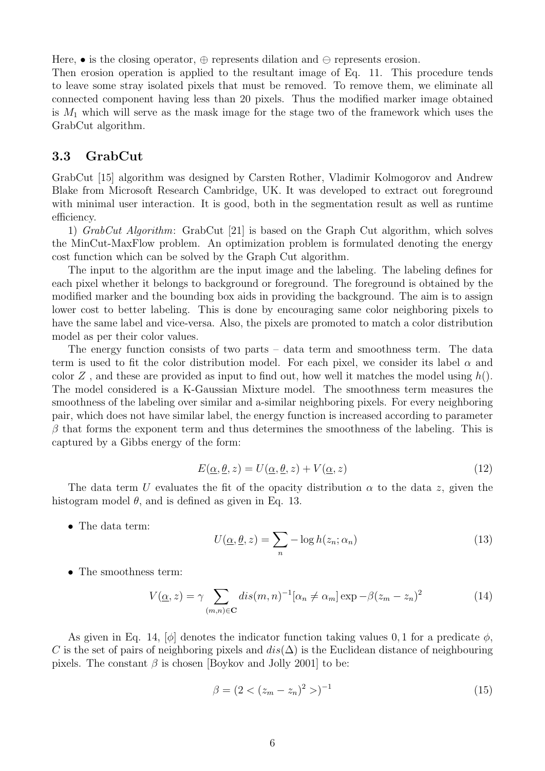Here, $\bullet$ is the closing operator, $\oplus$ represents dilation and $\ominus$ represents erosion.
Then erosion operation is applied to the resultant image of Eq. 11. This procedure tends to leave some stray isolated pixels that must be removed. To remove them, we eliminate all connected component having less than 20 pixels. Thus the modified marker image obtained is $M_1$ which will serve as the mask image for the stage two of the framework which uses the GrabCut algorithm.

### 3.3 GrabCut

GrabCut [15] algorithm was designed by Carsten Rother, Vladimir Kolmogorov and Andrew Blake from Microsoft Research Cambridge, UK. It was developed to extract out foreground with minimal user interaction. It is good, both in the segmentation result as well as runtime efficiency.

1) *GrabCut Algorithm*: GrabCut [21] is based on the Graph Cut algorithm, which solves the MinCut-MaxFlow problem. An optimization problem is formulated denoting the energy cost function which can be solved by the Graph Cut algorithm.

The input to the algorithm are the input image and the labeling. The labeling defines for each pixel whether it belongs to background or foreground. The foreground is obtained by the modified marker and the bounding box aids in providing the background. The aim is to assign lower cost to better labeling. This is done by encouraging same color neighboring pixels to have the same label and vice-versa. Also, the pixels are promoted to match a color distribution model as per their color values.

The energy function consists of two parts – data term and smoothness term. The data term is used to fit the color distribution model. For each pixel, we consider its label $\alpha$ and color $Z$ , and these are provided as input to find out, how well it matches the model using $h()$. The model considered is a K-Gaussian Mixture model. The smoothness term measures the smoothness of the labeling over similar and a-similar neighboring pixels. For every neighboring pair, which does not have similar label, the energy function is increased according to parameter $\beta$ that forms the exponent term and thus determines the smoothness of the labeling. This is captured by a Gibbs energy of the form:

$$E(\underline{\alpha}, \underline{\theta}, z) = U(\underline{\alpha}, \underline{\theta}, z) + V(\underline{\alpha}, z) \tag{12}$$

The data term $U$ evaluates the fit of the opacity distribution $\alpha$ to the data $z$, given the histogram model $\theta$, and is defined as given in Eq. 13.

- The data term:

$$U(\underline{\alpha}, \underline{\theta}, z) = \sum_{n} -\log h(z_n; \alpha_n) \tag{13}$$

- The smoothness term:

$$V(\underline{\alpha}, z) = \gamma \sum_{(m,n)\in \mathbf{C}} dis(m,n)^{-1} [\alpha_n \neq \alpha_m] \exp -\beta (z_m - z_n)^2 \tag{14}$$

As given in Eq. 14, $[\phi]$ denotes the indicator function taking values $0, 1$ for a predicate $\phi$, $C$ is the set of pairs of neighboring pixels and $dis(\Delta)$ is the Euclidean distance of neighbouring pixels. The constant $\beta$ is chosen [Boykov and Jolly 2001] to be:

$$\beta = (2 < (z_m - z_n)^2 >)^{-1} \tag{15}$$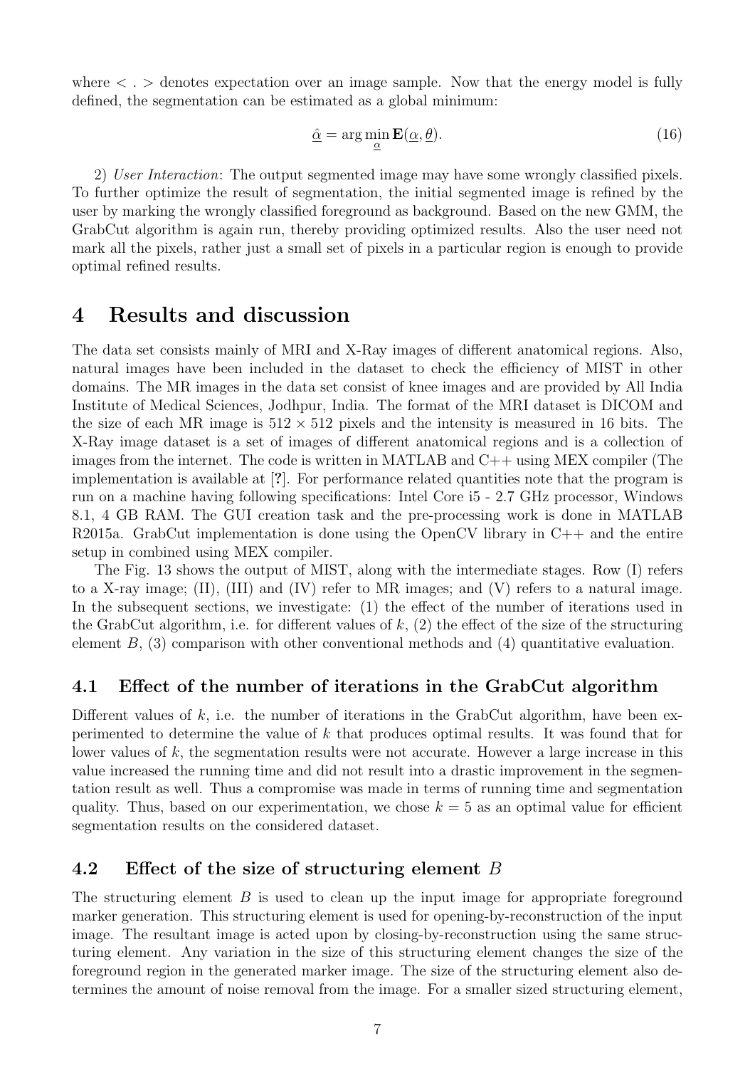where $< . >$ denotes expectation over an image sample. Now that the energy model is fully defined, the segmentation can be estimated as a global minimum:

$$\underline{\hat{\alpha}} = \arg\min_{\underline{\alpha}} \mathbf{E}(\underline{\alpha}, \underline{\theta}). \tag{16}$$

2) *User Interaction*: The output segmented image may have some wrongly classified pixels. To further optimize the result of segmentation, the initial segmented image is refined by the user by marking the wrongly classified foreground as background. Based on the new GMM, the GrabCut algorithm is again run, thereby providing optimized results. Also the user need not mark all the pixels, rather just a small set of pixels in a particular region is enough to provide optimal refined results.

# 4 Results and discussion

The data set consists mainly of MRI and X-Ray images of different anatomical regions. Also, natural images have been included in the dataset to check the efficiency of MIST in other domains. The MR images in the data set consist of knee images and are provided by All India Institute of Medical Sciences, Jodhpur, India. The format of the MRI dataset is DICOM and the size of each MR image is $512 \times 512$ pixels and the intensity is measured in 16 bits. The X-Ray image dataset is a set of images of different anatomical regions and is a collection of images from the internet. The code is written in MATLAB and C++ using MEX compiler (The implementation is available at [?]. For performance related quantities note that the program is run on a machine having following specifications: Intel Core i5 - 2.7 GHz processor, Windows 8.1, 4 GB RAM. The GUI creation task and the pre-processing work is done in MATLAB R2015a. GrabCut implementation is done using the OpenCV library in C++ and the entire setup in combined using MEX compiler.

The Fig. 13 shows the output of MIST, along with the intermediate stages. Row (I) refers to a X-ray image; (II), (III) and (IV) refer to MR images; and (V) refers to a natural image. In the subsequent sections, we investigate: (1) the effect of the number of iterations used in the GrabCut algorithm, i.e. for different values of $k$, (2) the effect of the size of the structuring element $B$, (3) comparison with other conventional methods and (4) quantitative evaluation.

## 4.1 Effect of the number of iterations in the GrabCut algorithm

Different values of $k$, i.e. the number of iterations in the GrabCut algorithm, have been experimented to determine the value of $k$ that produces optimal results. It was found that for lower values of $k$, the segmentation results were not accurate. However a large increase in this value increased the running time and did not result into a drastic improvement in the segmentation result as well. Thus a compromise was made in terms of running time and segmentation quality. Thus, based on our experimentation, we chose $k = 5$ as an optimal value for efficient segmentation results on the considered dataset.

## 4.2 Effect of the size of structuring element $B$

The structuring element $B$ is used to clean up the input image for appropriate foreground marker generation. This structuring element is used for opening-by-reconstruction of the input image. The resultant image is acted upon by closing-by-reconstruction using the same structuring element. Any variation in the size of this structuring element changes the size of the foreground region in the generated marker image. The size of the structuring element also determines the amount of noise removal from the image. For a smaller sized structuring element,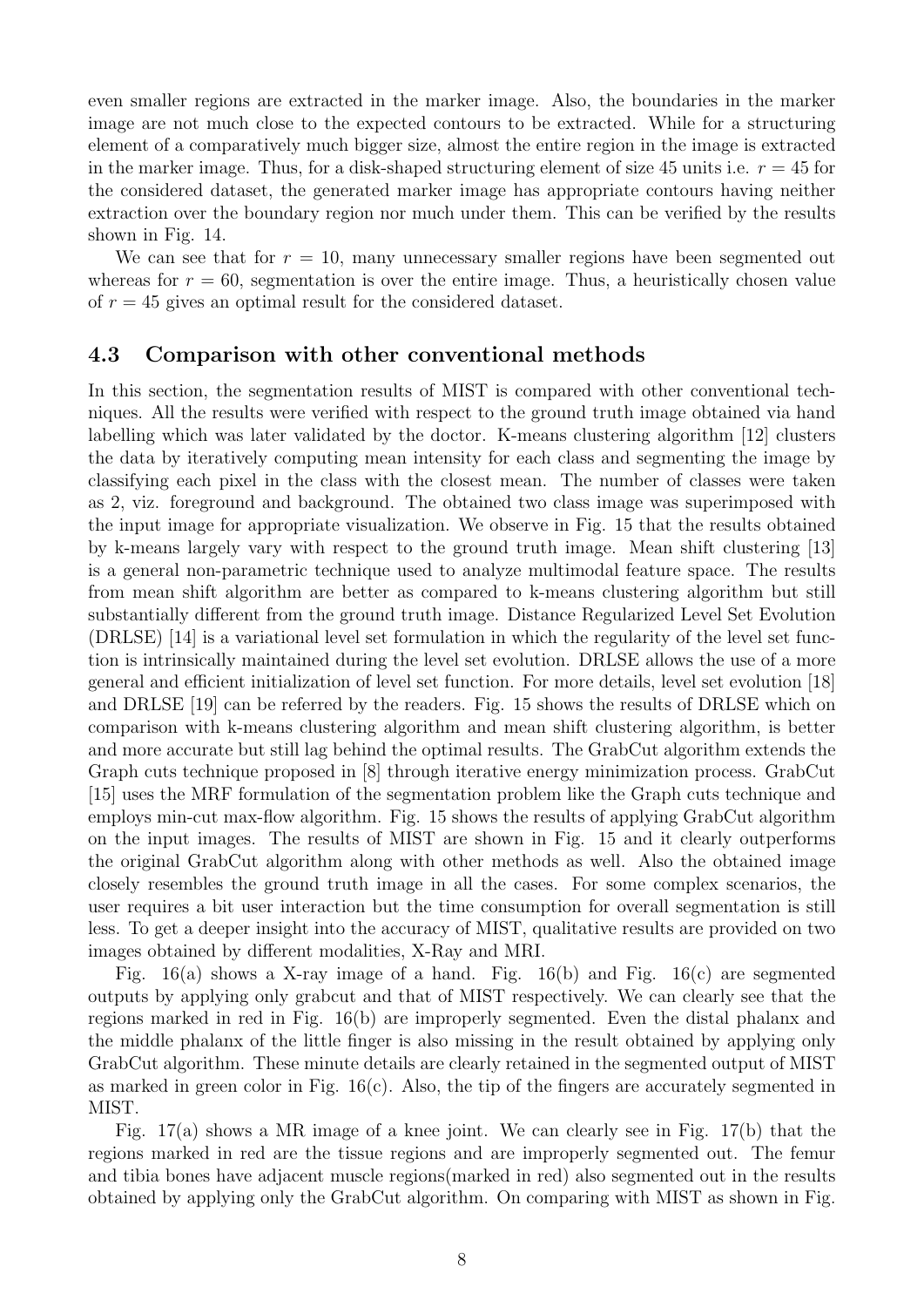even smaller regions are extracted in the marker image. Also, the boundaries in the marker image are not much close to the expected contours to be extracted. While for a structuring element of a comparatively much bigger size, almost the entire region in the image is extracted in the marker image. Thus, for a disk-shaped structuring element of size 45 units i.e. $r = 45$ for the considered dataset, the generated marker image has appropriate contours having neither extraction over the boundary region nor much under them. This can be verified by the results shown in Fig. 14.

We can see that for $r = 10$, many unnecessary smaller regions have been segmented out whereas for $r = 60$, segmentation is over the entire image. Thus, a heuristically chosen value of $r = 45$ gives an optimal result for the considered dataset.

### 4.3 Comparison with other conventional methods

In this section, the segmentation results of MIST is compared with other conventional techniques. All the results were verified with respect to the ground truth image obtained via hand labelling which was later validated by the doctor. K-means clustering algorithm [12] clusters the data by iteratively computing mean intensity for each class and segmenting the image by classifying each pixel in the class with the closest mean. The number of classes were taken as 2, viz. foreground and background. The obtained two class image was superimposed with the input image for appropriate visualization. We observe in Fig. 15 that the results obtained by k-means largely vary with respect to the ground truth image. Mean shift clustering [13] is a general non-parametric technique used to analyze multimodal feature space. The results from mean shift algorithm are better as compared to k-means clustering algorithm but still substantially different from the ground truth image. Distance Regularized Level Set Evolution (DRLSE) [14] is a variational level set formulation in which the regularity of the level set function is intrinsically maintained during the level set evolution. DRLSE allows the use of a more general and efficient initialization of level set function. For more details, level set evolution [18] and DRLSE [19] can be referred by the readers. Fig. 15 shows the results of DRLSE which on comparison with k-means clustering algorithm and mean shift clustering algorithm, is better and more accurate but still lag behind the optimal results. The GrabCut algorithm extends the Graph cuts technique proposed in [8] through iterative energy minimization process. GrabCut [15] uses the MRF formulation of the segmentation problem like the Graph cuts technique and employs min-cut max-flow algorithm. Fig. 15 shows the results of applying GrabCut algorithm on the input images. The results of MIST are shown in Fig. 15 and it clearly outperforms the original GrabCut algorithm along with other methods as well. Also the obtained image closely resembles the ground truth image in all the cases. For some complex scenarios, the user requires a bit user interaction but the time consumption for overall segmentation is still less. To get a deeper insight into the accuracy of MIST, qualitative results are provided on two images obtained by different modalities, X-Ray and MRI.

Fig. 16(a) shows a X-ray image of a hand. Fig. 16(b) and Fig. 16(c) are segmented outputs by applying only grabcut and that of MIST respectively. We can clearly see that the regions marked in red in Fig. 16(b) are improperly segmented. Even the distal phalanx and the middle phalanx of the little finger is also missing in the result obtained by applying only GrabCut algorithm. These minute details are clearly retained in the segmented output of MIST as marked in green color in Fig. 16(c). Also, the tip of the fingers are accurately segmented in MIST.

Fig. 17(a) shows a MR image of a knee joint. We can clearly see in Fig. 17(b) that the regions marked in red are the tissue regions and are improperly segmented out. The femur and tibia bones have adjacent muscle regions(marked in red) also segmented out in the results obtained by applying only the GrabCut algorithm. On comparing with MIST as shown in Fig.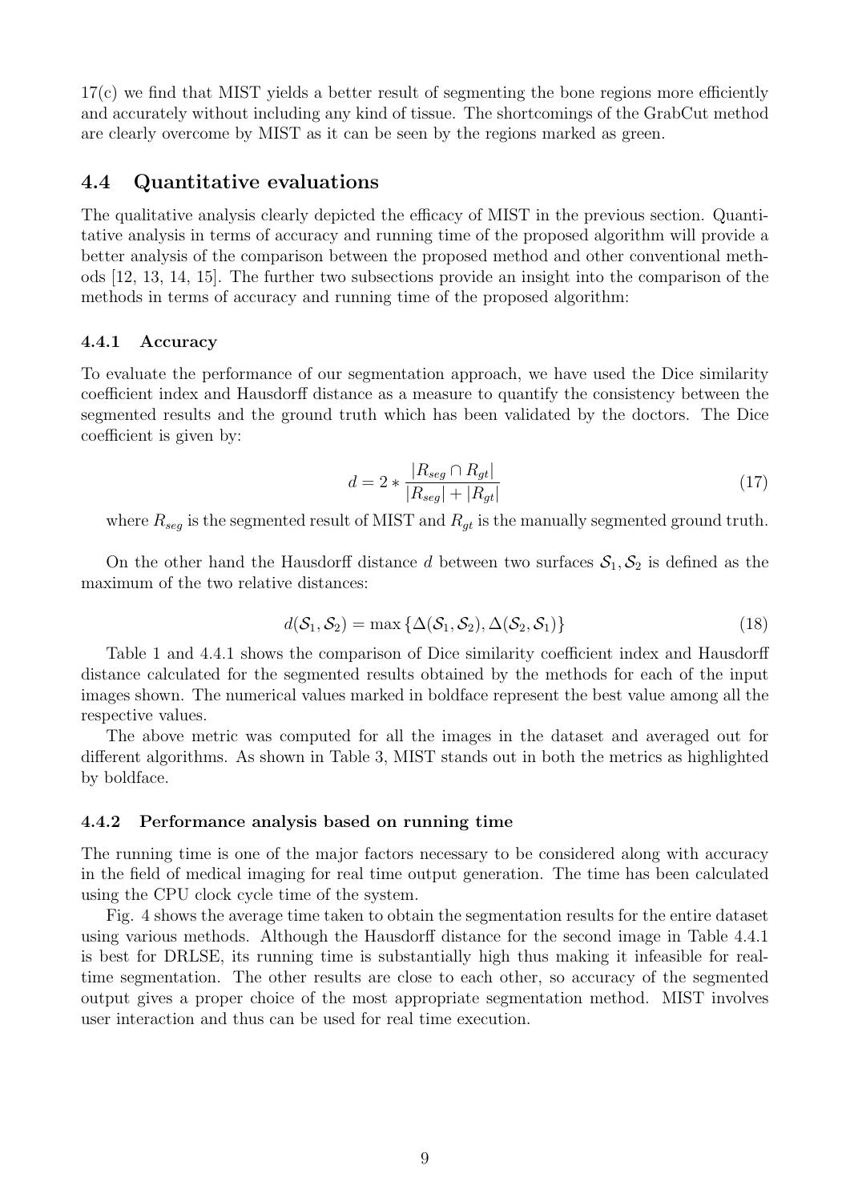17(c) we find that MIST yields a better result of segmenting the bone regions more efficiently and accurately without including any kind of tissue. The shortcomings of the GrabCut method are clearly overcome by MIST as it can be seen by the regions marked as green.

## 4.4 Quantitative evaluations

The qualitative analysis clearly depicted the efficacy of MIST in the previous section. Quantitative analysis in terms of accuracy and running time of the proposed algorithm will provide a better analysis of the comparison between the proposed method and other conventional methods [12, 13, 14, 15]. The further two subsections provide an insight into the comparison of the methods in terms of accuracy and running time of the proposed algorithm:

### 4.4.1 Accuracy

To evaluate the performance of our segmentation approach, we have used the Dice similarity coefficient index and Hausdorff distance as a measure to quantify the consistency between the segmented results and the ground truth which has been validated by the doctors. The Dice coefficient is given by:

$$d = 2 * \frac{|R_{seg} \cap R_{gt}|}{|R_{seg}| + |R_{gt}|} \tag{17}$$

where $R_{seg}$ is the segmented result of MIST and $R_{gt}$ is the manually segmented ground truth.

On the other hand the Hausdorff distance $d$ between two surfaces $\mathcal{S}_1, \mathcal{S}_2$ is defined as the maximum of the two relative distances:

$$d(\mathcal{S}_1, \mathcal{S}_2) = \max\{\Delta(\mathcal{S}_1, \mathcal{S}_2), \Delta(\mathcal{S}_2, \mathcal{S}_1)\} \tag{18}$$

Table 1 and 4.4.1 shows the comparison of Dice similarity coefficient index and Hausdorff distance calculated for the segmented results obtained by the methods for each of the input images shown. The numerical values marked in boldface represent the best value among all the respective values.

The above metric was computed for all the images in the dataset and averaged out for different algorithms. As shown in Table 3, MIST stands out in both the metrics as highlighted by boldface.

### 4.4.2 Performance analysis based on running time

The running time is one of the major factors necessary to be considered along with accuracy in the field of medical imaging for real time output generation. The time has been calculated using the CPU clock cycle time of the system.

Fig. 4 shows the average time taken to obtain the segmentation results for the entire dataset using various methods. Although the Hausdorff distance for the second image in Table 4.4.1 is best for DRLSE, its running time is substantially high thus making it infeasible for real-time segmentation. The other results are close to each other, so accuracy of the segmented output gives a proper choice of the most appropriate segmentation method. MIST involves user interaction and thus can be used for real time execution.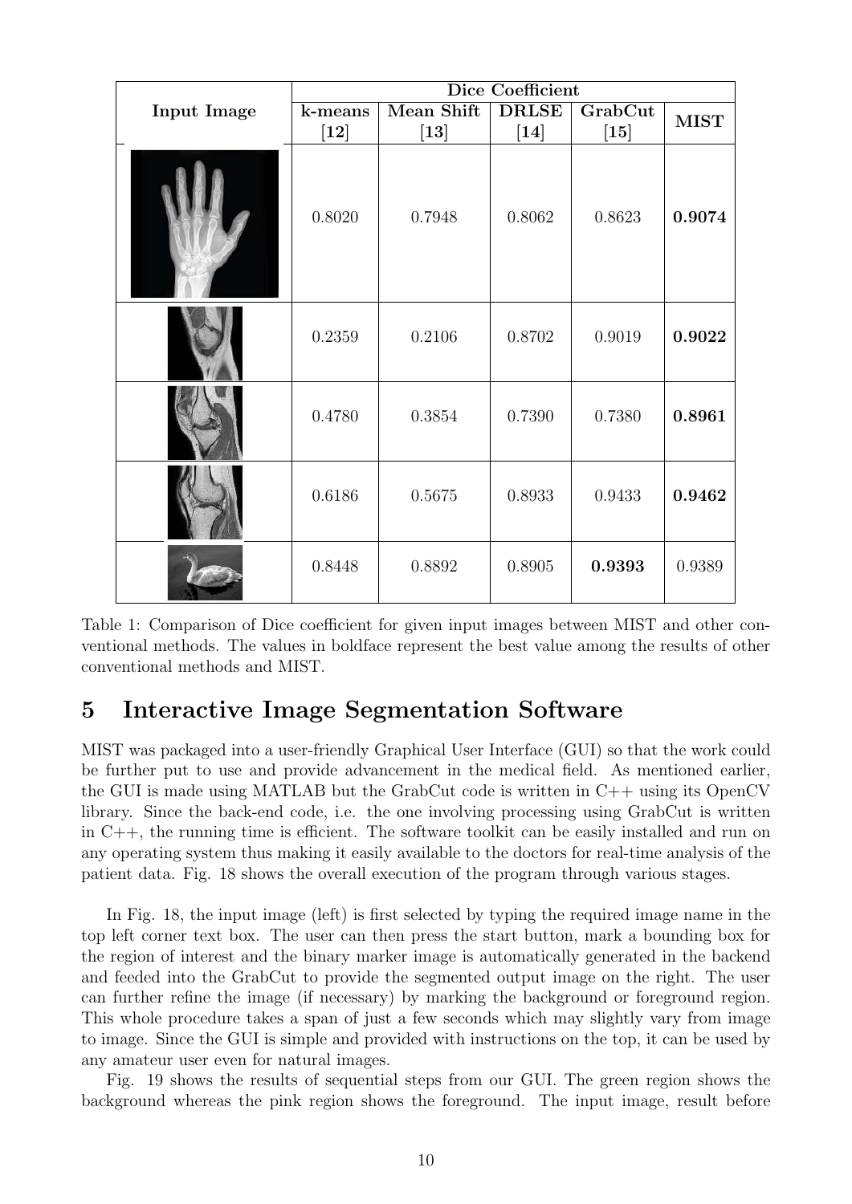| Input Image | Dice Coefficient | | | | |
|---|---|---|---|---|---|
| | k-means [12] | Mean Shift [13] | DRLSE [14] | GrabCut [15] | MIST |
| | 0.8020 | 0.7948 | 0.8062 | 0.8623 | **0.9074** |
| | 0.2359 | 0.2106 | 0.8702 | 0.9019 | **0.9022** |
| | 0.4780 | 0.3854 | 0.7390 | 0.7380 | **0.8961** |
| | 0.6186 | 0.5675 | 0.8933 | 0.9433 | **0.9462** |
| | 0.8448 | 0.8892 | 0.8905 | **0.9393** | 0.9389 |

Table 1: Comparison of Dice coefficient for given input images between MIST and other conventional methods. The values in boldface represent the best value among the results of other conventional methods and MIST.

## 5 Interactive Image Segmentation Software

MIST was packaged into a user-friendly Graphical User Interface (GUI) so that the work could be further put to use and provide advancement in the medical field. As mentioned earlier, the GUI is made using MATLAB but the GrabCut code is written in C++ using its OpenCV library. Since the back-end code, i.e. the one involving processing using GrabCut is written in C++, the running time is efficient. The software toolkit can be easily installed and run on any operating system thus making it easily available to the doctors for real-time analysis of the patient data. Fig. 18 shows the overall execution of the program through various stages.

In Fig. 18, the input image (left) is first selected by typing the required image name in the top left corner text box. The user can then press the start button, mark a bounding box for the region of interest and the binary marker image is automatically generated in the backend and feeded into the GrabCut to provide the segmented output image on the right. The user can further refine the image (if necessary) by marking the background or foreground region. This whole procedure takes a span of just a few seconds which may slightly vary from image to image. Since the GUI is simple and provided with instructions on the top, it can be used by any amateur user even for natural images.

Fig. 19 shows the results of sequential steps from our GUI. The green region shows the background whereas the pink region shows the foreground. The input image, result before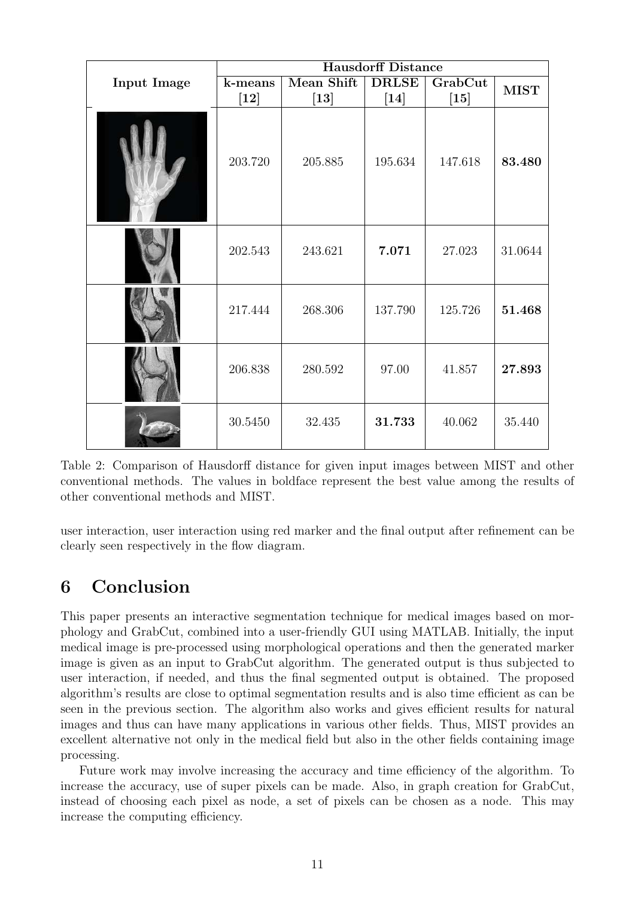| Input Image | Hausdorff Distance | | | | |
|---|---|---|---|---|---|
| | k-means [12] | Mean Shift [13] | DRLSE [14] | GrabCut [15] | MIST |
| | 203.720 | 205.885 | 195.634 | 147.618 | **83.480** |
| | 202.543 | 243.621 | **7.071** | 27.023 | 31.0644 |
| | 217.444 | 268.306 | 137.790 | 125.726 | **51.468** |
| | 206.838 | 280.592 | 97.00 | 41.857 | **27.893** |
| | 30.5450 | 32.435 | **31.733** | 40.062 | 35.440 |

Table 2: Comparison of Hausdorff distance for given input images between MIST and other conventional methods. The values in boldface represent the best value among the results of other conventional methods and MIST.

user interaction, user interaction using red marker and the final output after refinement can be clearly seen respectively in the flow diagram.

# 6 Conclusion

This paper presents an interactive segmentation technique for medical images based on morphology and GrabCut, combined into a user-friendly GUI using MATLAB. Initially, the input medical image is pre-processed using morphological operations and then the generated marker image is given as an input to GrabCut algorithm. The generated output is thus subjected to user interaction, if needed, and thus the final segmented output is obtained. The proposed algorithm's results are close to optimal segmentation results and is also time efficient as can be seen in the previous section. The algorithm also works and gives efficient results for natural images and thus can have many applications in various other fields. Thus, MIST provides an excellent alternative not only in the medical field but also in the other fields containing image processing.

Future work may involve increasing the accuracy and time efficiency of the algorithm. To increase the accuracy, use of super pixels can be made. Also, in graph creation for GrabCut, instead of choosing each pixel as node, a set of pixels can be chosen as a node. This may increase the computing efficiency.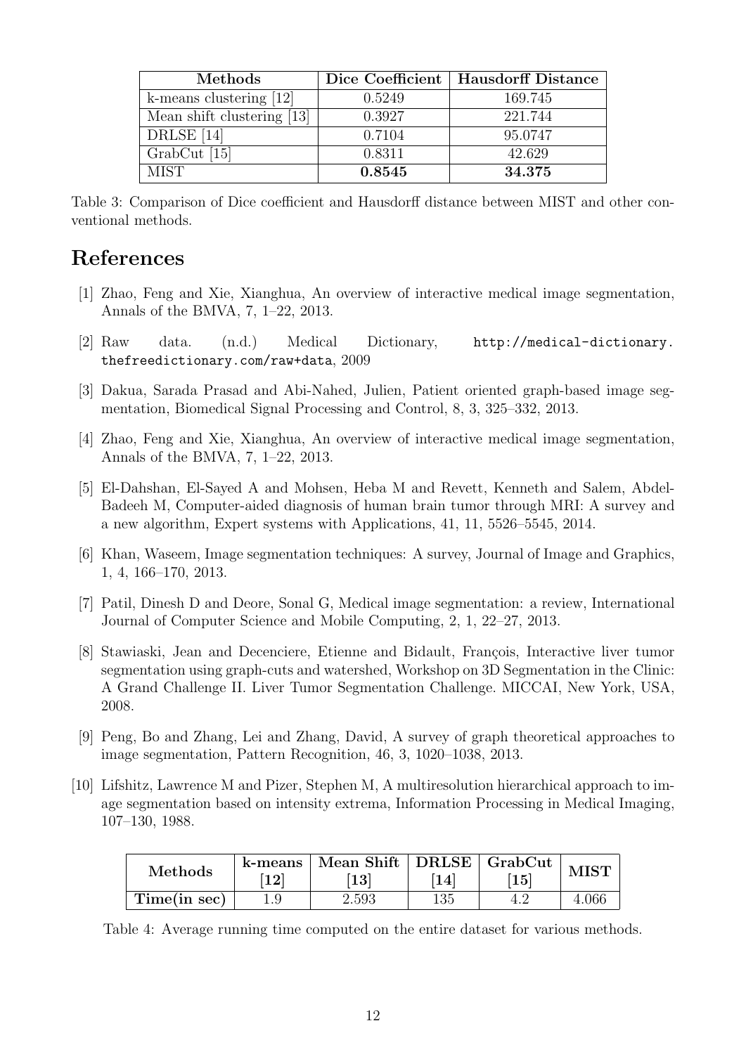| Methods | Dice Coefficient | Hausdorff Distance |
|---|---|---|
| k-means clustering [12] | 0.5249 | 169.745 |
| Mean shift clustering [13] | 0.3927 | 221.744 |
| DRLSE [14] | 0.7104 | 95.0747 |
| GrabCut [15] | 0.8311 | 42.629 |
| MIST | **0.8545** | **34.375** |

Table 3: Comparison of Dice coefficient and Hausdorff distance between MIST and other conventional methods.

# References

[1] Zhao, Feng and Xie, Xianghua, An overview of interactive medical image segmentation, Annals of the BMVA, 7, 1–22, 2013.

[2] Raw data. (n.d.) Medical Dictionary, `http://medical-dictionary.thefreedictionary.com/raw+data`, 2009

[3] Dakua, Sarada Prasad and Abi-Nahed, Julien, Patient oriented graph-based image segmentation, Biomedical Signal Processing and Control, 8, 3, 325–332, 2013.

[4] Zhao, Feng and Xie, Xianghua, An overview of interactive medical image segmentation, Annals of the BMVA, 7, 1–22, 2013.

[5] El-Dahshan, El-Sayed A and Mohsen, Heba M and Revett, Kenneth and Salem, Abdel-Badeeh M, Computer-aided diagnosis of human brain tumor through MRI: A survey and a new algorithm, Expert systems with Applications, 41, 11, 5526–5545, 2014.

[6] Khan, Waseem, Image segmentation techniques: A survey, Journal of Image and Graphics, 1, 4, 166–170, 2013.

[7] Patil, Dinesh D and Deore, Sonal G, Medical image segmentation: a review, International Journal of Computer Science and Mobile Computing, 2, 1, 22–27, 2013.

[8] Stawiaski, Jean and Decenciere, Etienne and Bidault, François, Interactive liver tumor segmentation using graph-cuts and watershed, Workshop on 3D Segmentation in the Clinic: A Grand Challenge II. Liver Tumor Segmentation Challenge. MICCAI, New York, USA, 2008.

[9] Peng, Bo and Zhang, Lei and Zhang, David, A survey of graph theoretical approaches to image segmentation, Pattern Recognition, 46, 3, 1020–1038, 2013.

[10] Lifshitz, Lawrence M and Pizer, Stephen M, A multiresolution hierarchical approach to image segmentation based on intensity extrema, Information Processing in Medical Imaging, 107–130, 1988.

| **Methods** | **k-means [12]** | **Mean Shift [13]** | **DRLSE [14]** | **GrabCut [15]** | **MIST** |
|---|---|---|---|---|---|
| **Time(in sec)** | 1.9 | 2.593 | 135 | 4.2 | 4.066 |

Table 4: Average running time computed on the entire dataset for various methods.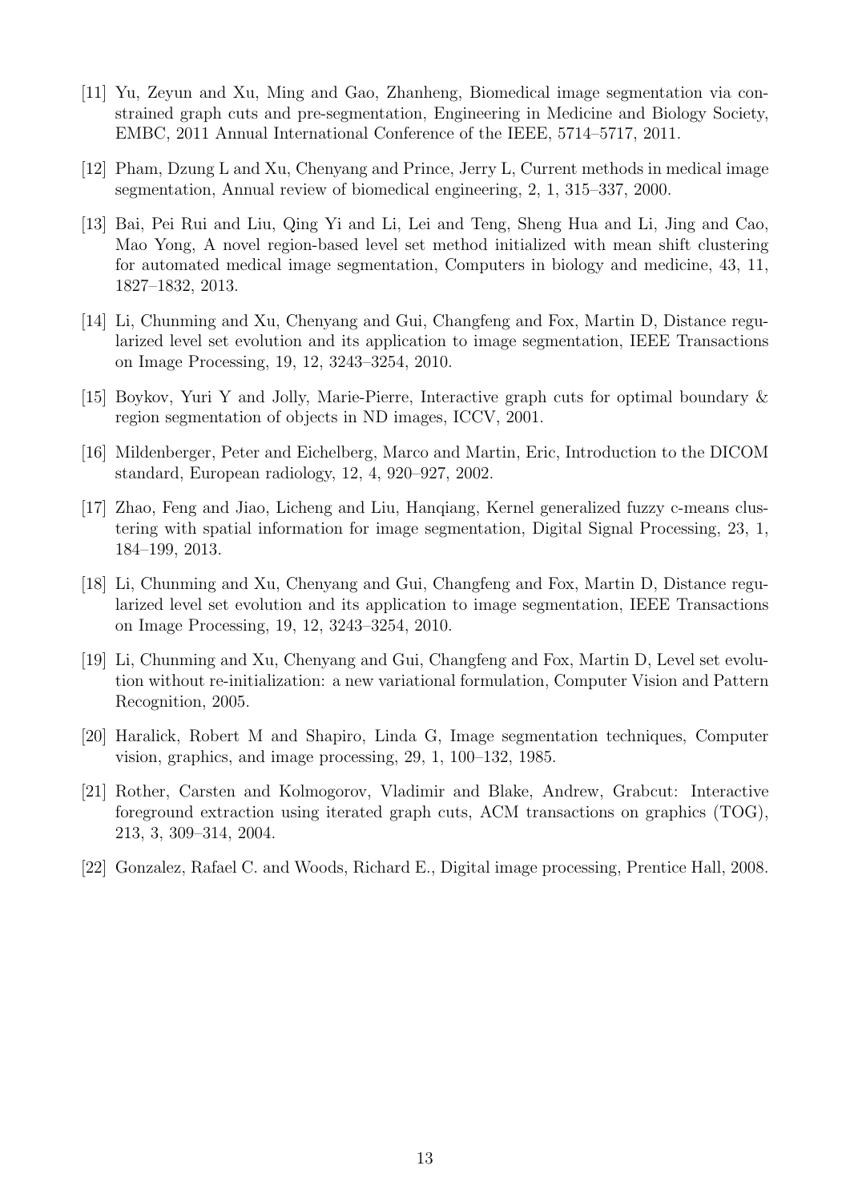[11] Yu, Zeyun and Xu, Ming and Gao, Zhanheng, Biomedical image segmentation via constrained graph cuts and pre-segmentation, Engineering in Medicine and Biology Society, EMBC, 2011 Annual International Conference of the IEEE, 5714–5717, 2011.

[12] Pham, Dzung L and Xu, Chenyang and Prince, Jerry L, Current methods in medical image segmentation, Annual review of biomedical engineering, 2, 1, 315–337, 2000.

[13] Bai, Pei Rui and Liu, Qing Yi and Li, Lei and Teng, Sheng Hua and Li, Jing and Cao, Mao Yong, A novel region-based level set method initialized with mean shift clustering for automated medical image segmentation, Computers in biology and medicine, 43, 11, 1827–1832, 2013.

[14] Li, Chunming and Xu, Chenyang and Gui, Changfeng and Fox, Martin D, Distance regularized level set evolution and its application to image segmentation, IEEE Transactions on Image Processing, 19, 12, 3243–3254, 2010.

[15] Boykov, Yuri Y and Jolly, Marie-Pierre, Interactive graph cuts for optimal boundary & region segmentation of objects in ND images, ICCV, 2001.

[16] Mildenberger, Peter and Eichelberg, Marco and Martin, Eric, Introduction to the DICOM standard, European radiology, 12, 4, 920–927, 2002.

[17] Zhao, Feng and Jiao, Licheng and Liu, Hanqiang, Kernel generalized fuzzy c-means clustering with spatial information for image segmentation, Digital Signal Processing, 23, 1, 184–199, 2013.

[18] Li, Chunming and Xu, Chenyang and Gui, Changfeng and Fox, Martin D, Distance regularized level set evolution and its application to image segmentation, IEEE Transactions on Image Processing, 19, 12, 3243–3254, 2010.

[19] Li, Chunming and Xu, Chenyang and Gui, Changfeng and Fox, Martin D, Level set evolution without re-initialization: a new variational formulation, Computer Vision and Pattern Recognition, 2005.

[20] Haralick, Robert M and Shapiro, Linda G, Image segmentation techniques, Computer vision, graphics, and image processing, 29, 1, 100–132, 1985.

[21] Rother, Carsten and Kolmogorov, Vladimir and Blake, Andrew, Grabcut: Interactive foreground extraction using iterated graph cuts, ACM transactions on graphics (TOG), 213, 3, 309–314, 2004.

[22] Gonzalez, Rafael C. and Woods, Richard E., Digital image processing, Prentice Hall, 2008.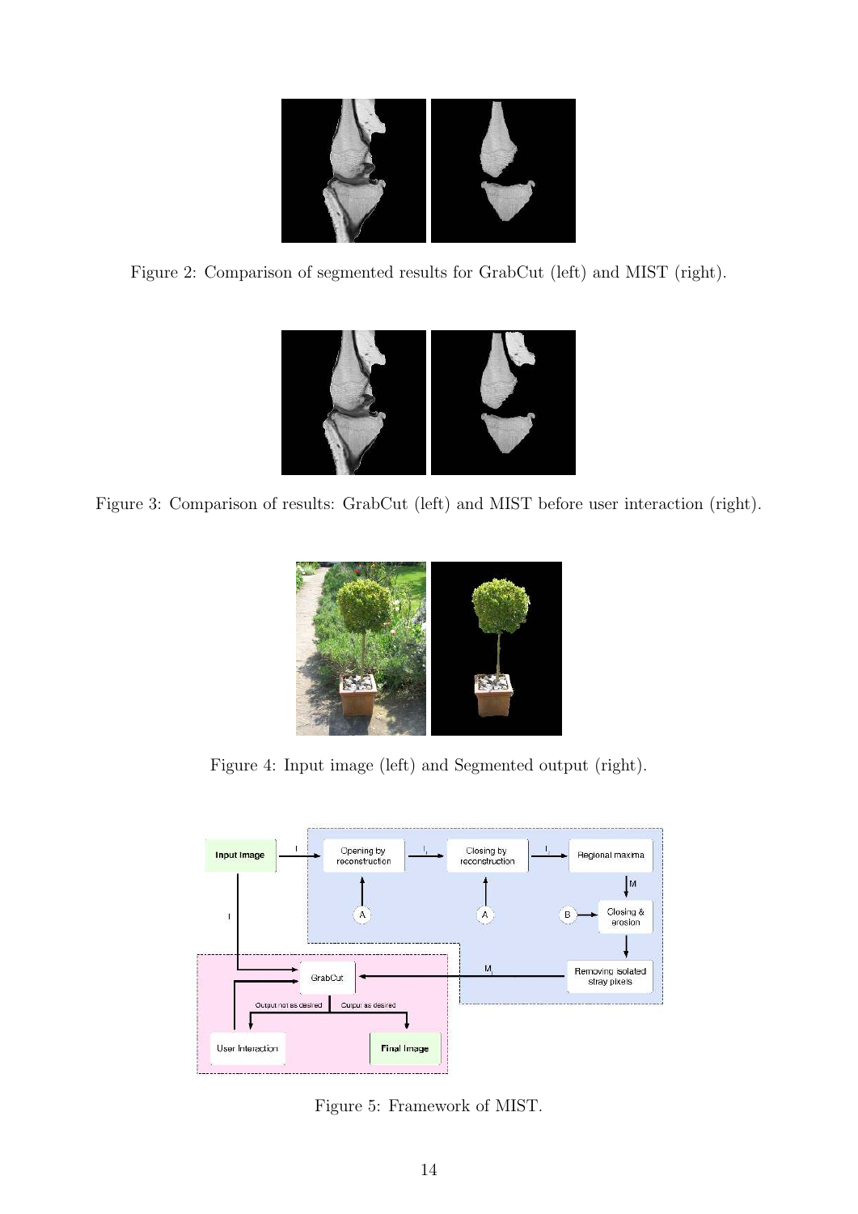Figure 2: Comparison of segmented results for GrabCut (left) and MIST (right).

Figure 3: Comparison of results: GrabCut (left) and MIST before user interaction (right).

Figure 4: Input image (left) and Segmented output (right).

Figure 5: Framework of MIST.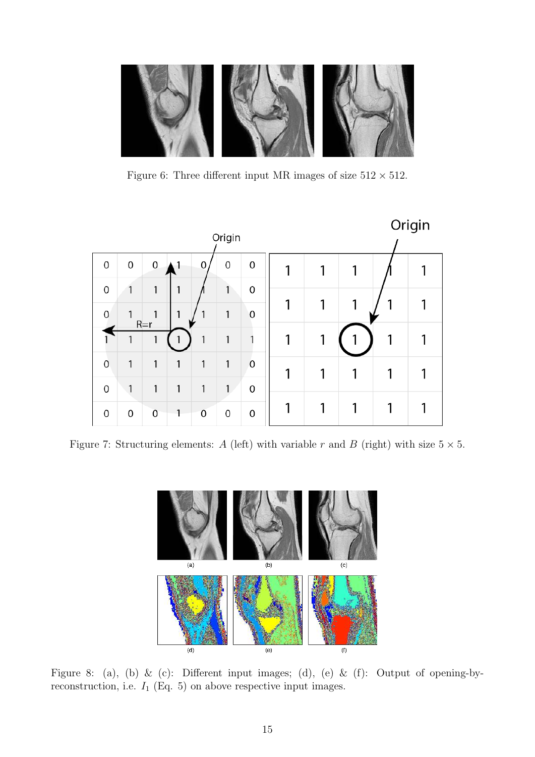Figure 6: Three different input MR images of size $512 \times 512$.

Figure 7: Structuring elements: $A$ (left) with variable $r$ and $B$ (right) with size $5 \times 5$.

Figure 8: (a), (b) & (c): Different input images; (d), (e) & (f): Output of opening-by-reconstruction, i.e. $I_1$ (Eq. 5) on above respective input images.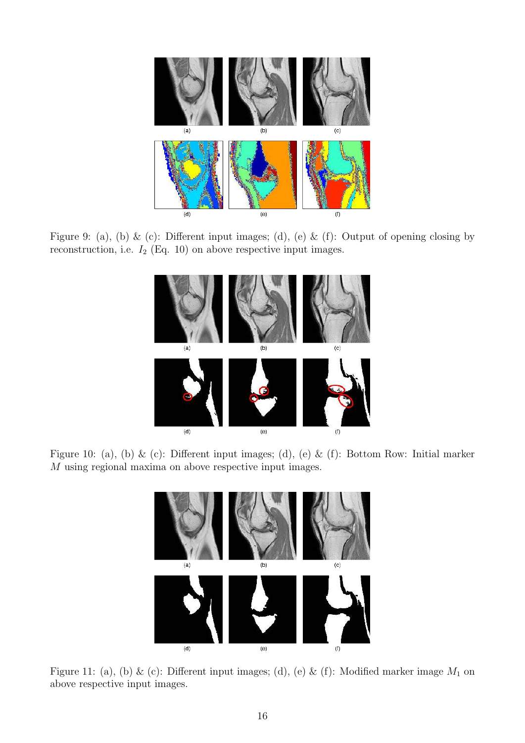(a) (b) (c)

(d) (e) (f)

Figure 9: (a), (b) & (c): Different input images; (d), (e) & (f): Output of opening closing by reconstruction, i.e. $I_2$ (Eq. 10) on above respective input images.

(a) (b) (c)

(d) (e) (f)

Figure 10: (a), (b) & (c): Different input images; (d), (e) & (f): Bottom Row: Initial marker $M$ using regional maxima on above respective input images.

(a) (b) (c)

(d) (e) (f)

Figure 11: (a), (b) & (c): Different input images; (d), (e) & (f): Modified marker image $M_1$ on above respective input images.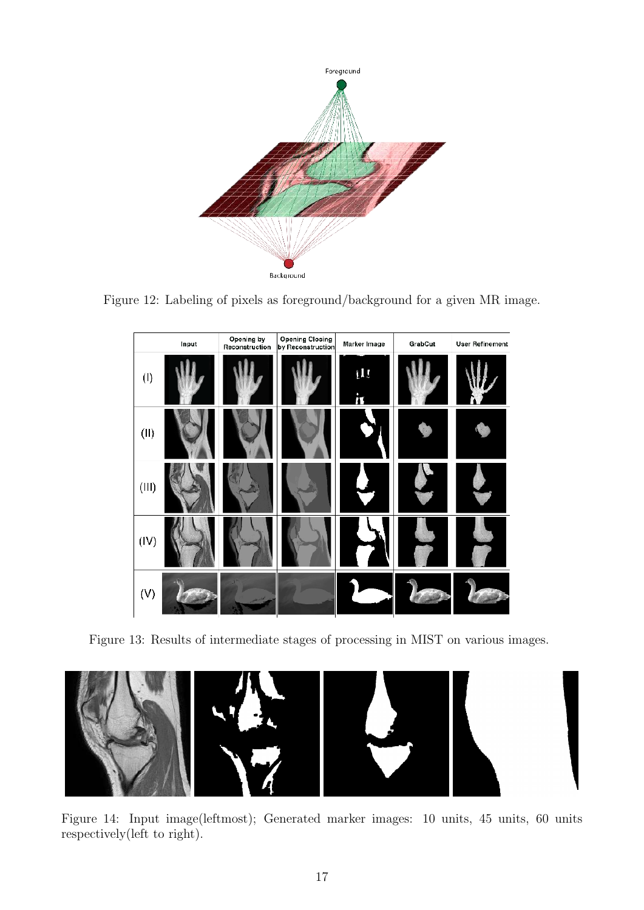Figure 12: Labeling of pixels as foreground/background for a given MR image.

Figure 13: Results of intermediate stages of processing in MIST on various images.

Figure 14: Input image(leftmost); Generated marker images: 10 units, 45 units, 60 units respectively(left to right).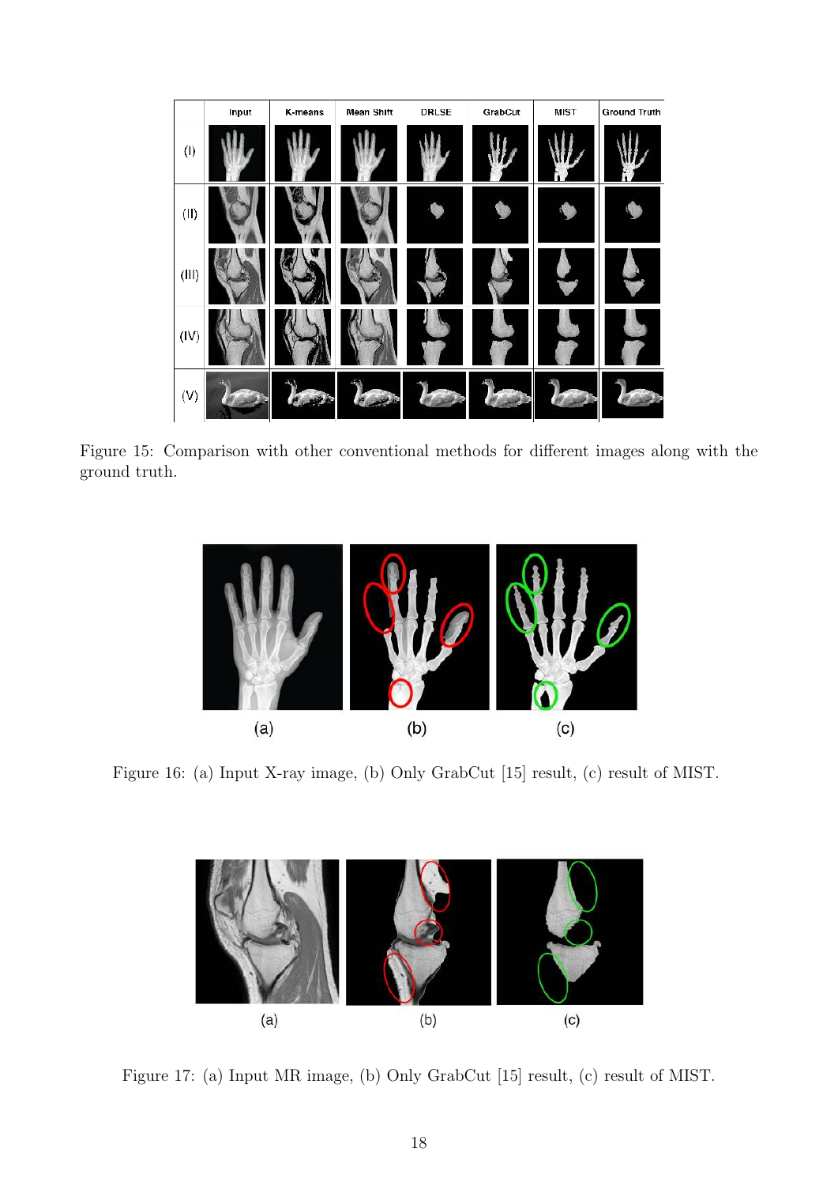Figure 15: Comparison with other conventional methods for different images along with the ground truth.

Figure 16: (a) Input X-ray image, (b) Only GrabCut [15] result, (c) result of MIST.

Figure 17: (a) Input MR image, (b) Only GrabCut [15] result, (c) result of MIST.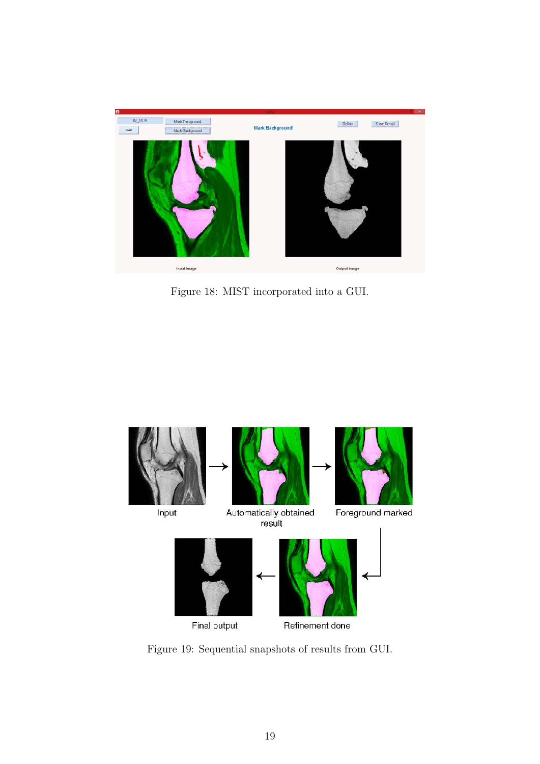Figure 18: MIST incorporated into a GUI.

Figure 19: Sequential snapshots of results from GUI.